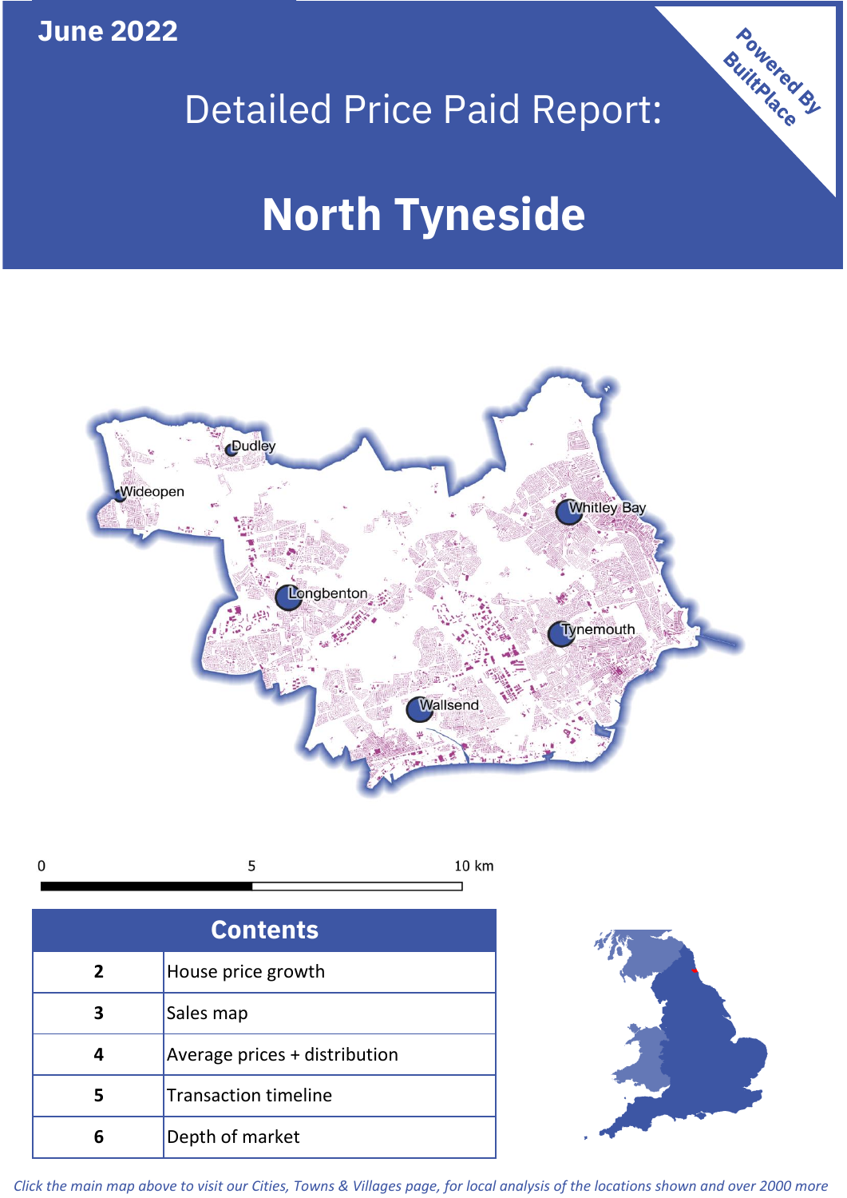June 2022

# Detailed Price Paid Report:

# North Tyneside

Powered By BuiltPlace

| Contents | |
|---|---|
| 2 | House price growth |
| 3 | Sales map |
| 4 | Average prices + distribution |
| 5 | Transaction timeline |
| 6 | Depth of market |

*Click the main map above to visit our Cities, Towns & Villages page, for local analysis of the locations shown and over 2000 more*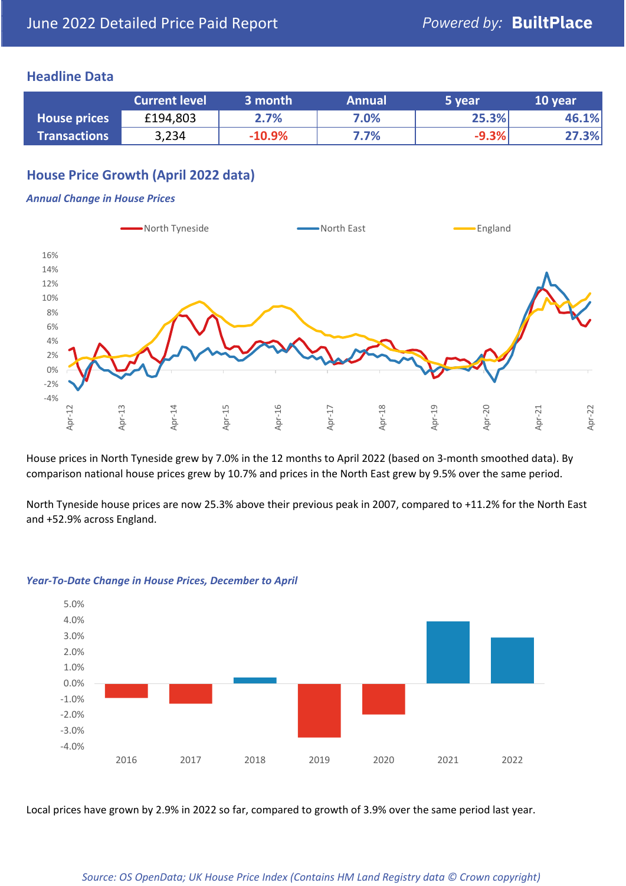# June 2022 Detailed Price Paid Report

*Powered by:* **BuiltPlace**

## Headline Data

| | Current level | 3 month | Annual | 5 year | 10 year |
|---|---|---|---|---|---|
| **House prices** | £194,803 | 2.7% | 7.0% | 25.3% | 46.1% |
| **Transactions** | 3,234 | -10.9% | 7.7% | -9.3% | 27.3% |

## House Price Growth (April 2022 data)

***Annual Change in House Prices***

House prices in North Tyneside grew by 7.0% in the 12 months to April 2022 (based on 3-month smoothed data). By comparison national house prices grew by 10.7% and prices in the North East grew by 9.5% over the same period.

North Tyneside house prices are now 25.3% above their previous peak in 2007, compared to +11.2% for the North East and +52.9% across England.

***Year-To-Date Change in House Prices, December to April***

Local prices have grown by 2.9% in 2022 so far, compared to growth of 3.9% over the same period last year.

*Source: OS OpenData; UK House Price Index (Contains HM Land Registry data © Crown copyright)*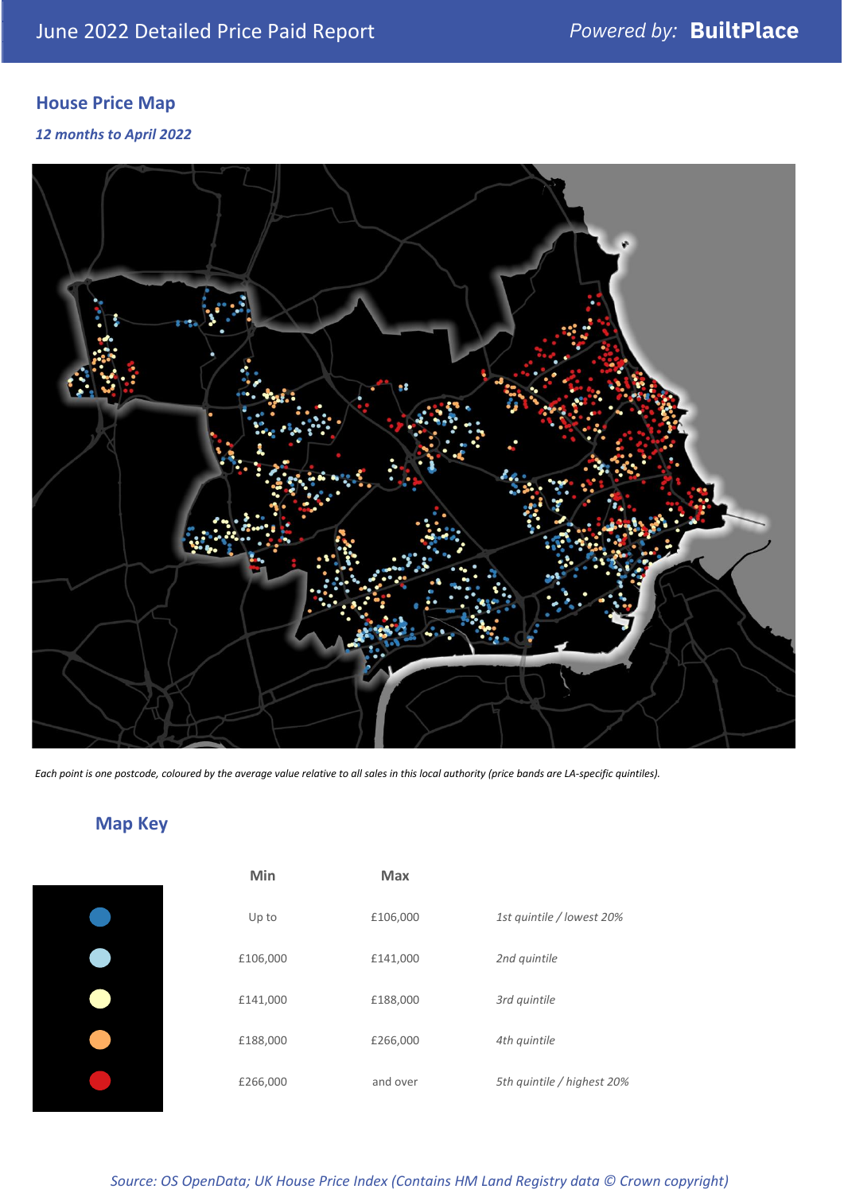June 2022 Detailed Price Paid Report

Powered by: **BuiltPlace**

## House Price Map

*12 months to April 2022*

*Each point is one postcode, coloured by the average value relative to all sales in this local authority (price bands are LA-specific quintiles).*

## Map Key

| | Min | Max | |
|---|---|---|---|
| (dark blue) | Up to | £106,000 | *1st quintile / lowest 20%* |
| (light blue) | £106,000 | £141,000 | *2nd quintile* |
| (pale yellow) | £141,000 | £188,000 | *3rd quintile* |
| (orange) | £188,000 | £266,000 | *4th quintile* |
| (red) | £266,000 | and over | *5th quintile / highest 20%* |

*Source: OS OpenData; UK House Price Index (Contains HM Land Registry data © Crown copyright)*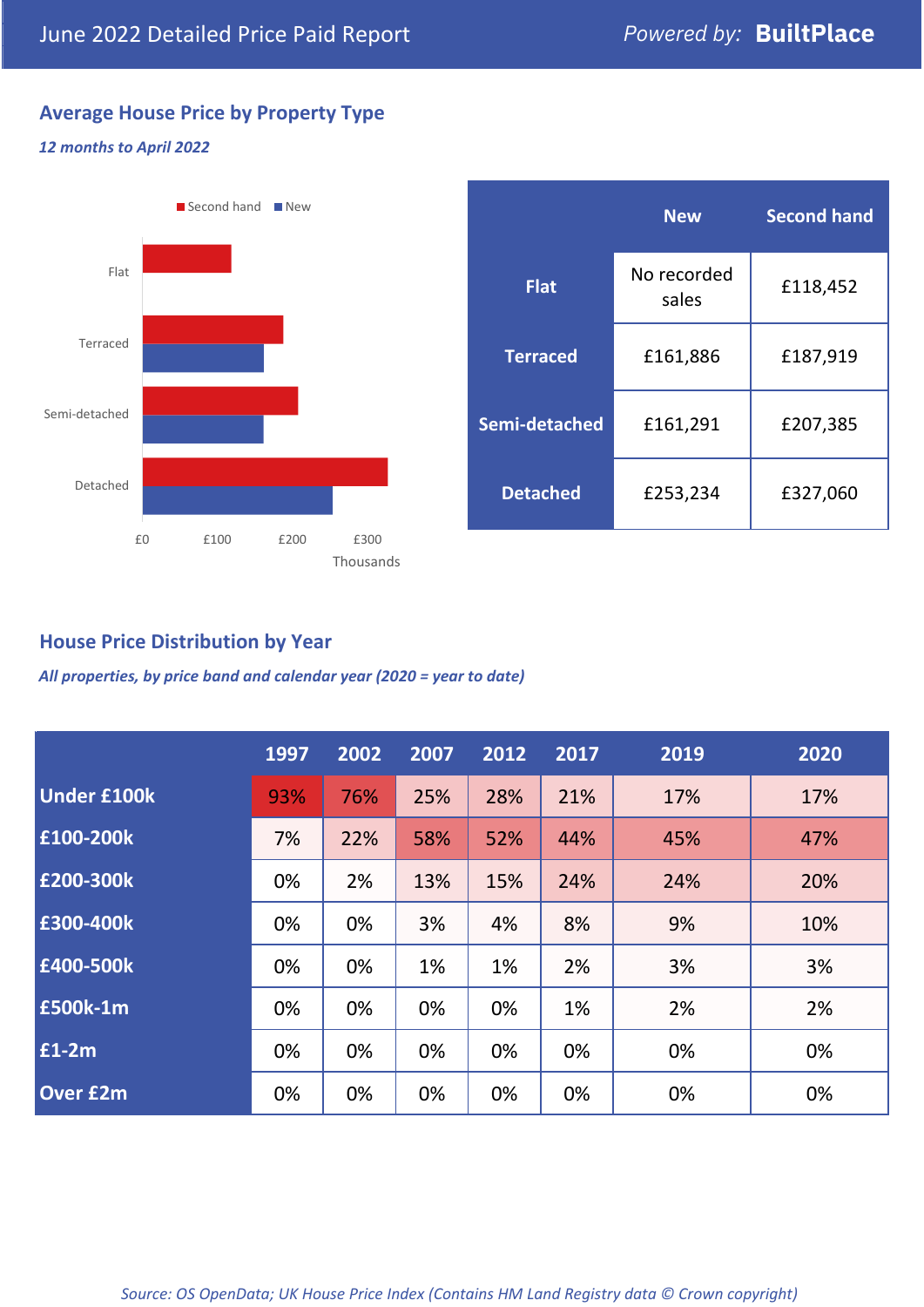## June 2022 Detailed Price Paid Report

Powered by: **BuiltPlace**

### Average House Price by Property Type

*12 months to April 2022*

Second hand | New

Flat

Terraced

Semi-detached

Detached

£0 £100 £200 £300

Thousands

| | New | Second hand |
|---|---|---|
| **Flat** | No recorded sales | £118,452 |
| **Terraced** | £161,886 | £187,919 |
| **Semi-detached** | £161,291 | £207,385 |
| **Detached** | £253,234 | £327,060 |

### House Price Distribution by Year

*All properties, by price band and calendar year (2020 = year to date)*

| | 1997 | 2002 | 2007 | 2012 | 2017 | 2019 | 2020 |
|---|---|---|---|---|---|---|---|
| **Under £100k** | 93% | 76% | 25% | 28% | 21% | 17% | 17% |
| **£100-200k** | 7% | 22% | 58% | 52% | 44% | 45% | 47% |
| **£200-300k** | 0% | 2% | 13% | 15% | 24% | 24% | 20% |
| **£300-400k** | 0% | 0% | 3% | 4% | 8% | 9% | 10% |
| **£400-500k** | 0% | 0% | 1% | 1% | 2% | 3% | 3% |
| **£500k-1m** | 0% | 0% | 0% | 0% | 1% | 2% | 2% |
| **£1-2m** | 0% | 0% | 0% | 0% | 0% | 0% | 0% |
| **Over £2m** | 0% | 0% | 0% | 0% | 0% | 0% | 0% |

*Source: OS OpenData; UK House Price Index (Contains HM Land Registry data © Crown copyright)*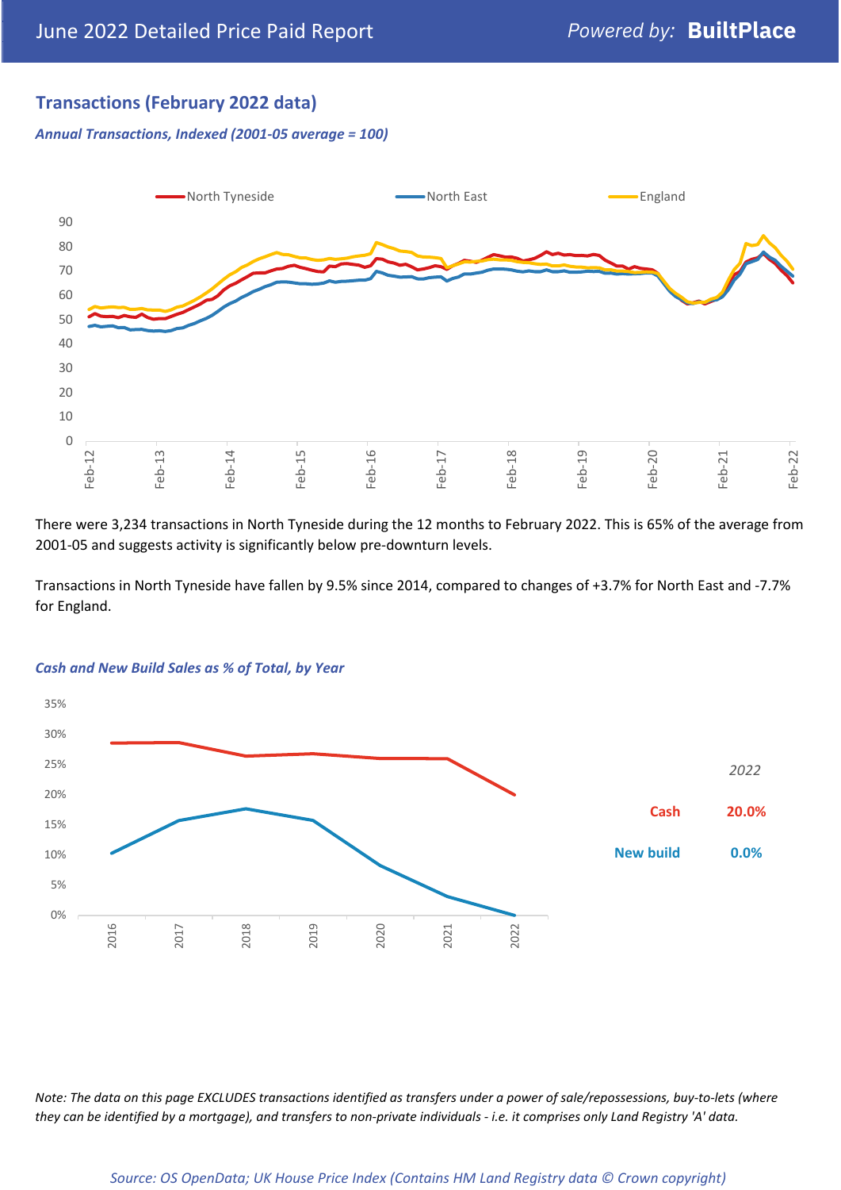## Transactions (February 2022 data)

*Annual Transactions, Indexed (2001-05 average = 100)*

There were 3,234 transactions in North Tyneside during the 12 months to February 2022. This is 65% of the average from 2001-05 and suggests activity is significantly below pre-downturn levels.

Transactions in North Tyneside have fallen by 9.5% since 2014, compared to changes of +3.7% for North East and -7.7% for England.

*Cash and New Build Sales as % of Total, by Year*

| *2022* | |
|---|---|
| Cash | 20.0% |
| New build | 0.0% |

*Note: The data on this page EXCLUDES transactions identified as transfers under a power of sale/repossessions, buy-to-lets (where they can be identified by a mortgage), and transfers to non-private individuals - i.e. it comprises only Land Registry 'A' data.*

*Source: OS OpenData; UK House Price Index (Contains HM Land Registry data © Crown copyright)*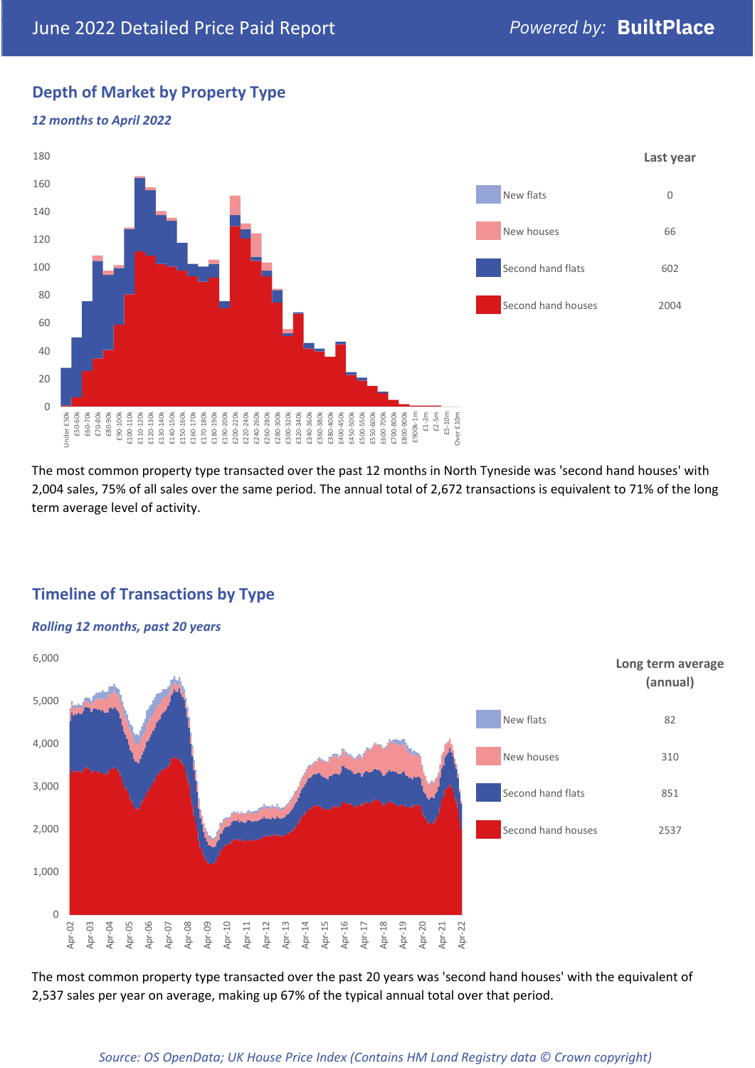June 2022 Detailed Price Paid Report

*Powered by:* **BuiltPlace**

## Depth of Market by Property Type

*12 months to April 2022*

180
160
140
120
100
80
60
40
20
0

Under £50k, £50-60k, £60-70k, £70-80k, £80-90k, £90-100k, £100-110k, £110-120k, £120-130k, £130-140k, £140-150k, £150-160k, £160-170k, £170-180k, £180-190k, £190-200k, £200-220k, £220-240k, £240-260k, £260-280k, £280-300k, £300-320k, £320-340k, £340-360k, £360-380k, £380-400k, £400-450k, £450-500k, £500-550k, £550-600k, £600-700k, £700-800k, £800-900k, £900k-1m, £1-2m, £2-5m, £5-10m, Over £10m

**Last year**

New flats 0

New houses 66

Second hand flats 602

Second hand houses 2004

The most common property type transacted over the past 12 months in North Tyneside was 'second hand houses' with 2,004 sales, 75% of all sales over the same period. The annual total of 2,672 transactions is equivalent to 71% of the long term average level of activity.

## Timeline of Transactions by Type

*Rolling 12 months, past 20 years*

6,000
5,000
4,000
3,000
2,000
1,000
0

Apr-02, Apr-03, Apr-04, Apr-05, Apr-06, Apr-07, Apr-08, Apr-09, Apr-10, Apr-11, Apr-12, Apr-13, Apr-14, Apr-15, Apr-16, Apr-17, Apr-18, Apr-19, Apr-20, Apr-21, Apr-22

**Long term average (annual)**

New flats 82

New houses 310

Second hand flats 851

Second hand houses 2537

The most common property type transacted over the past 20 years was 'second hand houses' with the equivalent of 2,537 sales per year on average, making up 67% of the typical annual total over that period.

*Source: OS OpenData; UK House Price Index (Contains HM Land Registry data © Crown copyright)*